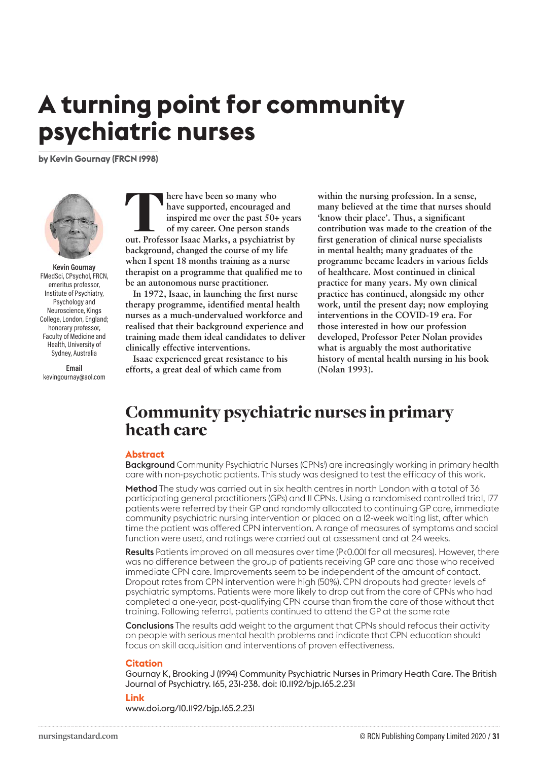# A turning point for community psychiatric nurses

**by Kevin Gournay (FRCN 1998)**

**Kevin Gournay**
FMedSci, CPsychol, FRCN, emeritus professor, Institute of Psychiatry, Psychology and Neuroscience, Kings College, London, England; honorary professor, Faculty of Medicine and Health, University of Sydney, Australia

**Email**
kevingournay@aol.com

**There have been so many who have supported, encouraged and inspired me over the past 50+ years of my career. One person stands out. Professor Isaac Marks, a psychiatrist by background, changed the course of my life when I spent 18 months training as a nurse therapist on a programme that qualified me to be an autonomous nurse practitioner.**

**In 1972, Isaac, in launching the first nurse therapy programme, identified mental health nurses as a much-undervalued workforce and realised that their background experience and training made them ideal candidates to deliver clinically effective interventions.**

**Isaac experienced great resistance to his efforts, a great deal of which came from within the nursing profession. In a sense, many believed at the time that nurses should 'know their place'. Thus, a significant contribution was made to the creation of the first generation of clinical nurse specialists in mental health; many graduates of the programme became leaders in various fields of healthcare. Most continued in clinical practice for many years. My own clinical practice has continued, alongside my other work, until the present day; now employing interventions in the COVID-19 era. For those interested in how our profession developed, Professor Peter Nolan provides what is arguably the most authoritative history of mental health nursing in his book (Nolan 1993).**

## Community psychiatric nurses in primary heath care

### Abstract

**Background** Community Psychiatric Nurses (CPNs[1]) are increasingly working in primary health care with non-psychotic patients. This study was designed to test the efficacy of this work.

**Method** The study was carried out in six health centres in north London with a total of 36 participating general practitioners (GPs) and 11 CPNs. Using a randomised controlled trial, 177 patients were referred by their GP and randomly allocated to continuing GP care, immediate community psychiatric nursing intervention or placed on a 12-week waiting list, after which time the patient was offered CPN intervention. A range of measures of symptoms and social function were used, and ratings were carried out at assessment and at 24 weeks.

**Results** Patients improved on all measures over time ($P<0.001$ for all measures). However, there was no difference between the group of patients receiving GP care and those who received immediate CPN care. Improvements seem to be independent of the amount of contact. Dropout rates from CPN intervention were high (50%). CPN dropouts had greater levels of psychiatric symptoms. Patients were more likely to drop out from the care of CPNs who had completed a one-year, post-qualifying CPN course than from the care of those without that training. Following referral, patients continued to attend the GP at the same rate

**Conclusions** The results add weight to the argument that CPNs should refocus their activity on people with serious mental health problems and indicate that CPN education should focus on skill acquisition and interventions of proven effectiveness.

### Citation

Gournay K, Brooking J (1994) Community Psychiatric Nurses in Primary Heath Care. The British Journal of Psychiatry. 165, 231-238. doi: 10.1192/bjp.165.2.231

### Link

www.doi.org/10.1192/bjp.165.2.231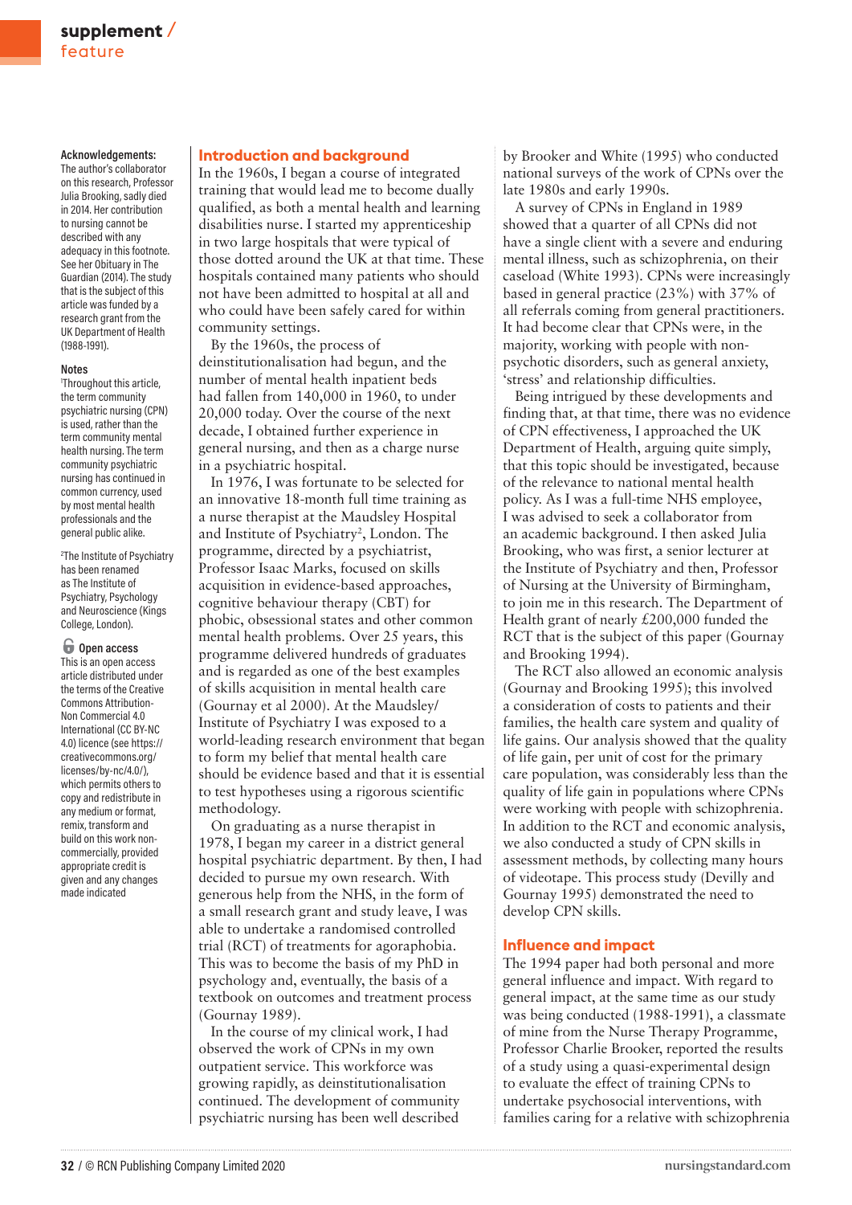**Acknowledgements:** The author's collaborator on this research, Professor Julia Brooking, sadly died in 2014. Her contribution to nursing cannot be described with any adequacy in this footnote. See her Obituary in The Guardian (2014). The study that is the subject of this article was funded by a research grant from the UK Department of Health (1988-1991).

**Notes**

[1]Throughout this article, the term community psychiatric nursing (CPN) is used, rather than the term community mental health nursing. The term community psychiatric nursing has continued in common currency, used by most mental health professionals and the general public alike.

[2]The Institute of Psychiatry has been renamed as The Institute of Psychiatry, Psychology and Neuroscience (Kings College, London).

**Open access**
This is an open access article distributed under the terms of the Creative Commons Attribution-Non Commercial 4.0 International (CC BY-NC 4.0) licence (see https://creativecommons.org/licenses/by-nc/4.0/), which permits others to copy and redistribute in any medium or format, remix, transform and build on this work non-commercially, provided appropriate credit is given and any changes made indicated

## Introduction and background

In the 1960s, I began a course of integrated training that would lead me to become dually qualified, as both a mental health and learning disabilities nurse. I started my apprenticeship in two large hospitals that were typical of those dotted around the UK at that time. These hospitals contained many patients who should not have been admitted to hospital at all and who could have been safely cared for within community settings.

By the 1960s, the process of deinstitutionalisation had begun, and the number of mental health inpatient beds had fallen from 140,000 in 1960, to under 20,000 today. Over the course of the next decade, I obtained further experience in general nursing, and then as a charge nurse in a psychiatric hospital.

In 1976, I was fortunate to be selected for an innovative 18-month full time training as a nurse therapist at the Maudsley Hospital and Institute of Psychiatry[2], London. The programme, directed by a psychiatrist, Professor Isaac Marks, focused on skills acquisition in evidence-based approaches, cognitive behaviour therapy (CBT) for phobic, obsessional states and other common mental health problems. Over 25 years, this programme delivered hundreds of graduates and is regarded as one of the best examples of skills acquisition in mental health care (Gournay et al 2000). At the Maudsley/Institute of Psychiatry I was exposed to a world-leading research environment that began to form my belief that mental health care should be evidence based and that it is essential to test hypotheses using a rigorous scientific methodology.

On graduating as a nurse therapist in 1978, I began my career in a district general hospital psychiatric department. By then, I had decided to pursue my own research. With generous help from the NHS, in the form of a small research grant and study leave, I was able to undertake a randomised controlled trial (RCT) of treatments for agoraphobia. This was to become the basis of my PhD in psychology and, eventually, the basis of a textbook on outcomes and treatment process (Gournay 1989).

In the course of my clinical work, I had observed the work of CPNs in my own outpatient service. This workforce was growing rapidly, as deinstitutionalisation continued. The development of community psychiatric nursing has been well described by Brooker and White (1995) who conducted national surveys of the work of CPNs over the late 1980s and early 1990s.

A survey of CPNs in England in 1989 showed that a quarter of all CPNs did not have a single client with a severe and enduring mental illness, such as schizophrenia, on their caseload (White 1993). CPNs were increasingly based in general practice (23%) with 37% of all referrals coming from general practitioners. It had become clear that CPNs were, in the majority, working with people with non-psychotic disorders, such as general anxiety, 'stress' and relationship difficulties.

Being intrigued by these developments and finding that, at that time, there was no evidence of CPN effectiveness, I approached the UK Department of Health, arguing quite simply, that this topic should be investigated, because of the relevance to national mental health policy. As I was a full-time NHS employee, I was advised to seek a collaborator from an academic background. I then asked Julia Brooking, who was first, a senior lecturer at the Institute of Psychiatry and then, Professor of Nursing at the University of Birmingham, to join me in this research. The Department of Health grant of nearly £200,000 funded the RCT that is the subject of this paper (Gournay and Brooking 1994).

The RCT also allowed an economic analysis (Gournay and Brooking 1995); this involved a consideration of costs to patients and their families, the health care system and quality of life gains. Our analysis showed that the quality of life gain, per unit of cost for the primary care population, was considerably less than the quality of life gain in populations where CPNs were working with people with schizophrenia. In addition to the RCT and economic analysis, we also conducted a study of CPN skills in assessment methods, by collecting many hours of videotape. This process study (Devilly and Gournay 1995) demonstrated the need to develop CPN skills.

## Influence and impact

The 1994 paper had both personal and more general influence and impact. With regard to general impact, at the same time as our study was being conducted (1988-1991), a classmate of mine from the Nurse Therapy Programme, Professor Charlie Brooker, reported the results of a study using a quasi-experimental design to evaluate the effect of training CPNs to undertake psychosocial interventions, with families caring for a relative with schizophrenia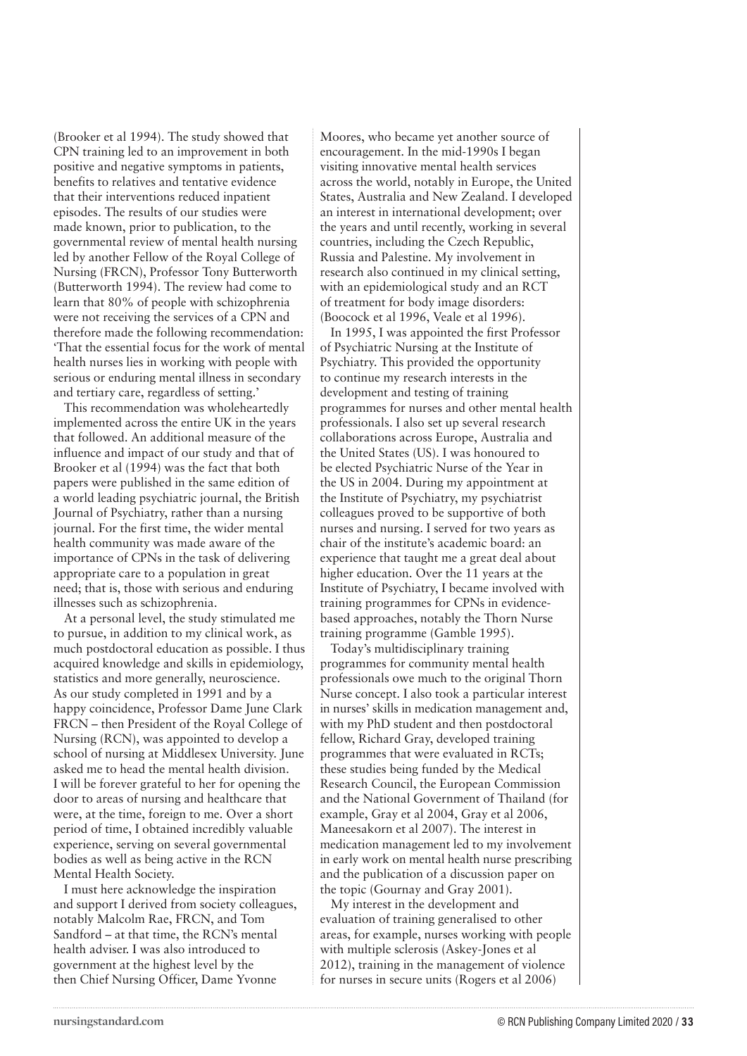(Brooker et al 1994). The study showed that CPN training led to an improvement in both positive and negative symptoms in patients, benefits to relatives and tentative evidence that their interventions reduced inpatient episodes. The results of our studies were made known, prior to publication, to the governmental review of mental health nursing led by another Fellow of the Royal College of Nursing (FRCN), Professor Tony Butterworth (Butterworth 1994). The review had come to learn that 80% of people with schizophrenia were not receiving the services of a CPN and therefore made the following recommendation: 'That the essential focus for the work of mental health nurses lies in working with people with serious or enduring mental illness in secondary and tertiary care, regardless of setting.'

This recommendation was wholeheartedly implemented across the entire UK in the years that followed. An additional measure of the influence and impact of our study and that of Brooker et al (1994) was the fact that both papers were published in the same edition of a world leading psychiatric journal, the British Journal of Psychiatry, rather than a nursing journal. For the first time, the wider mental health community was made aware of the importance of CPNs in the task of delivering appropriate care to a population in great need; that is, those with serious and enduring illnesses such as schizophrenia.

At a personal level, the study stimulated me to pursue, in addition to my clinical work, as much postdoctoral education as possible. I thus acquired knowledge and skills in epidemiology, statistics and more generally, neuroscience. As our study completed in 1991 and by a happy coincidence, Professor Dame June Clark FRCN – then President of the Royal College of Nursing (RCN), was appointed to develop a school of nursing at Middlesex University. June asked me to head the mental health division. I will be forever grateful to her for opening the door to areas of nursing and healthcare that were, at the time, foreign to me. Over a short period of time, I obtained incredibly valuable experience, serving on several governmental bodies as well as being active in the RCN Mental Health Society.

I must here acknowledge the inspiration and support I derived from society colleagues, notably Malcolm Rae, FRCN, and Tom Sandford – at that time, the RCN's mental health adviser. I was also introduced to government at the highest level by the then Chief Nursing Officer, Dame Yvonne Moores, who became yet another source of encouragement. In the mid-1990s I began visiting innovative mental health services across the world, notably in Europe, the United States, Australia and New Zealand. I developed an interest in international development; over the years and until recently, working in several countries, including the Czech Republic, Russia and Palestine. My involvement in research also continued in my clinical setting, with an epidemiological study and an RCT of treatment for body image disorders: (Boocock et al 1996, Veale et al 1996).

In 1995, I was appointed the first Professor of Psychiatric Nursing at the Institute of Psychiatry. This provided the opportunity to continue my research interests in the development and testing of training programmes for nurses and other mental health professionals. I also set up several research collaborations across Europe, Australia and the United States (US). I was honoured to be elected Psychiatric Nurse of the Year in the US in 2004. During my appointment at the Institute of Psychiatry, my psychiatrist colleagues proved to be supportive of both nurses and nursing. I served for two years as chair of the institute's academic board: an experience that taught me a great deal about higher education. Over the 11 years at the Institute of Psychiatry, I became involved with training programmes for CPNs in evidence-based approaches, notably the Thorn Nurse training programme (Gamble 1995).

Today's multidisciplinary training programmes for community mental health professionals owe much to the original Thorn Nurse concept. I also took a particular interest in nurses' skills in medication management and, with my PhD student and then postdoctoral fellow, Richard Gray, developed training programmes that were evaluated in RCTs; these studies being funded by the Medical Research Council, the European Commission and the National Government of Thailand (for example, Gray et al 2004, Gray et al 2006, Maneesakorn et al 2007). The interest in medication management led to my involvement in early work on mental health nurse prescribing and the publication of a discussion paper on the topic (Gournay and Gray 2001).

My interest in the development and evaluation of training generalised to other areas, for example, nurses working with people with multiple sclerosis (Askey-Jones et al 2012), training in the management of violence for nurses in secure units (Rogers et al 2006)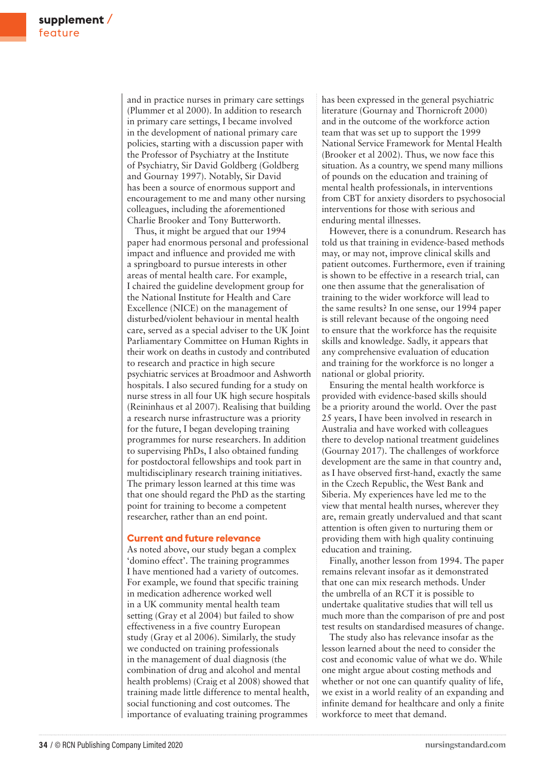and in practice nurses in primary care settings (Plummer et al 2000). In addition to research in primary care settings, I became involved in the development of national primary care policies, starting with a discussion paper with the Professor of Psychiatry at the Institute of Psychiatry, Sir David Goldberg (Goldberg and Gournay 1997). Notably, Sir David has been a source of enormous support and encouragement to me and many other nursing colleagues, including the aforementioned Charlie Brooker and Tony Butterworth.

Thus, it might be argued that our 1994 paper had enormous personal and professional impact and influence and provided me with a springboard to pursue interests in other areas of mental health care. For example, I chaired the guideline development group for the National Institute for Health and Care Excellence (NICE) on the management of disturbed/violent behaviour in mental health care, served as a special adviser to the UK Joint Parliamentary Committee on Human Rights in their work on deaths in custody and contributed to research and practice in high secure psychiatric services at Broadmoor and Ashworth hospitals. I also secured funding for a study on nurse stress in all four UK high secure hospitals (Reininhaus et al 2007). Realising that building a research nurse infrastructure was a priority for the future, I began developing training programmes for nurse researchers. In addition to supervising PhDs, I also obtained funding for postdoctoral fellowships and took part in multidisciplinary research training initiatives. The primary lesson learned at this time was that one should regard the PhD as the starting point for training to become a competent researcher, rather than an end point.

## Current and future relevance

As noted above, our study began a complex 'domino effect'. The training programmes I have mentioned had a variety of outcomes. For example, we found that specific training in medication adherence worked well in a UK community mental health team setting (Gray et al 2004) but failed to show effectiveness in a five country European study (Gray et al 2006). Similarly, the study we conducted on training professionals in the management of dual diagnosis (the combination of drug and alcohol and mental health problems) (Craig et al 2008) showed that training made little difference to mental health, social functioning and cost outcomes. The importance of evaluating training programmes has been expressed in the general psychiatric literature (Gournay and Thornicroft 2000) and in the outcome of the workforce action team that was set up to support the 1999 National Service Framework for Mental Health (Brooker et al 2002). Thus, we now face this situation. As a country, we spend many millions of pounds on the education and training of mental health professionals, in interventions from CBT for anxiety disorders to psychosocial interventions for those with serious and enduring mental illnesses.

However, there is a conundrum. Research has told us that training in evidence-based methods may, or may not, improve clinical skills and patient outcomes. Furthermore, even if training is shown to be effective in a research trial, can one then assume that the generalisation of training to the wider workforce will lead to the same results? In one sense, our 1994 paper is still relevant because of the ongoing need to ensure that the workforce has the requisite skills and knowledge. Sadly, it appears that any comprehensive evaluation of education and training for the workforce is no longer a national or global priority.

Ensuring the mental health workforce is provided with evidence-based skills should be a priority around the world. Over the past 25 years, I have been involved in research in Australia and have worked with colleagues there to develop national treatment guidelines (Gournay 2017). The challenges of workforce development are the same in that country and, as I have observed first-hand, exactly the same in the Czech Republic, the West Bank and Siberia. My experiences have led me to the view that mental health nurses, wherever they are, remain greatly undervalued and that scant attention is often given to nurturing them or providing them with high quality continuing education and training.

Finally, another lesson from 1994. The paper remains relevant insofar as it demonstrated that one can mix research methods. Under the umbrella of an RCT it is possible to undertake qualitative studies that will tell us much more than the comparison of pre and post test results on standardised measures of change.

The study also has relevance insofar as the lesson learned about the need to consider the cost and economic value of what we do. While one might argue about costing methods and whether or not one can quantify quality of life, we exist in a world reality of an expanding and infinite demand for healthcare and only a finite workforce to meet that demand.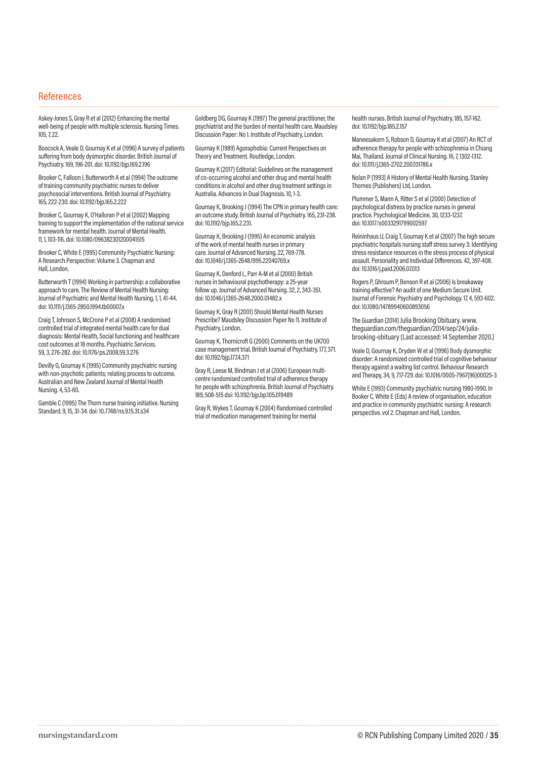## References

Askey-Jones S, Gray R et al (2012) Enhancing the mental well-being of people with multiple sclerosis. Nursing Times. 105, 7, 22.

Boocock A, Veale D, Gournay K et al (1996) A survey of patients suffering from body dysmorphic disorder. British Journal of Psychiatry. 169, 196-201. doi: 10.1192/bjp.169.2.196

Brooker C, Falloon I, Butterworth A et al (1994) The outcome of training community psychiatric nurses to deliver psychosocial interventions. British Journal of Psychiatry. 165, 222-230. doi: 10.1192/bjp.165.2.222

Brooker C, Gournay K, O'Halloran P et al (2002) Mapping training to support the implementation of the national service framework for mental health. Journal of Mental Health. 11, 1, 103-116. doi: 10.1080/096382301200041515

Brooker C, White E (1995) Community Psychiatric Nursing: A Research Perspective: Volume 3. Chapman and Hall, London.

Butterworth T (1994) Working in partnership: a collaborative approach to care. The Review of Mental Health Nursing: Journal of Psychiatric and Mental Health Nursing. 1, 1, 41-44. doi: 10.1111/j.1365-2850.1994.tb00007.x

Craig T, Johnson S, McCrone P et al (2008) A randomised controlled trial of integrated mental health care for dual diagnosis: Mental Health, Social functioning and healthcare cost outcomes at 18 months. Psychiatric Services. 59, 3, 276-282. doi: 10.1176/ps.2008.59.3.276

Devilly G, Gournay K (1995) Community psychiatric nursing with non-psychotic patients; relating process to outcome. Australian and New Zealand Journal of Mental Health Nursing. 4, 53-60.

Gamble C (1995) The Thorn nurse training initiative. Nursing Standard. 9, 15, 31-34. doi: 10.7748/ns.9.15.31.s34

Goldberg DG, Gournay K (1997) The general practitioner, the psychiatrist and the burden of mental health care. Maudsley Discussion Paper: No 1. Institute of Psychiatry, London.

Gournay K (1989) Agoraphobia: Current Perspectives on Theory and Treatment. Routledge, London.

Gournay K (2017) Editorial: Guidelines on the management of co-occurring alcohol and other drug and mental health conditions in alcohol and other drug treatment settings in Australia. Advances in Dual Diagnosis. 10, 1-3.

Gournay K, Brooking J (1994) The CPN in primary health care: an outcome study. British Journal of Psychiatry. 165, 231-238. doi: 10.1192/bjp.165.2.231.

Gournay K, Brooking J (1995) An economic analysis of the work of mental health nurses in primary care. Journal of Advanced Nursing. 22, 769-778. doi: 10.1046/j.1365-2648.1995.22040769.x

Gournay K, Denford L, Parr A-M et al (2000) British nurses in behavioural psychotherapy: a 25-year follow up. Journal of Advanced Nursing. 32, 2, 343-351. doi: 10.1046/j.1365-2648.2000.01482.x

Gournay K, Gray R (2001) Should Mental Health Nurses Prescribe? Maudsley Discussion Paper No 11. Institute of Psychiatry, London.

Gournay K, Thornicroft G (2000) Comments on the UK700 case management trial. British Journal of Psychiatry. 177, 371. doi: 10.1192/bjp.177.4.371

Gray R, Leese M, Bindman J et al (2006) European multi-centre randomised controlled trial of adherence therapy for people with schizophrenia. British Journal of Psychiatry. 189, 508-515 doi: 10.1192/bjp.bp.105.019489

Gray R, Wykes T, Gournay K (2004) Randomised controlled trial of medication management training for mental health nurses. British Journal of Psychiatry. 185, 157-162. doi: 10.1192/bjp.185.2.157

Maneesakorn S, Robson D, Gournay K et al (2007) An RCT of adherence therapy for people with schizophrenia in Chiang Mai, Thailand. Journal of Clinical Nursing. 16, 7, 1302-1312. doi: 10.1111/j.1365-2702.2007.01786.x

Nolan P (1993) A History of Mental Health Nursing. Stanley Thornes (Publishers) Ltd, London.

Plummer S, Mann A, Ritter S et al (2000) Detection of psychological distress by practice nurses in general practice. Psychological Medicine. 30, 1233-1237. doi: 10.1017/s0033291799002597

Reininhaus U, Craig T, Gournay K et al (2007) The high secure psychiatric hospitals nursing staff stress survey 3: Identifying stress resistance resources in the stress process of physical assault. Personality and Individual Differences. 42, 397-408. doi: 10.1016/j.paid.2006.07.013

Rogers P, Ghroum P, Benson R et al (2006) Is breakaway training effective? An audit of one Medium Secure Unit. Journal of Forensic Psychiatry and Psychology. 17, 4, 593-602. doi: 10.1080/14789940600893056

The Guardian (2014) Julia Brooking Obituary. www.theguardian.com/theguardian/2014/sep/24/julia-brooking-obituary (Last accessed: 14 September 2020.)

Veale D, Gournay K, Dryden W et al (1996) Body dysmorphic disorder: A randomized controlled trial of cognitive behaviour therapy against a waiting list control. Behaviour Research and Therapy, 34, 9, 717-729. doi: 10.1016/0005-7967(96)00025-3

White E (1993) Community psychiatric nursing 1980-1990. In Booker C, White E (Eds) A review of organisation, education and practice in community psychiatric nursing: A research perspective. vol 2. Chapman and Hall, London.